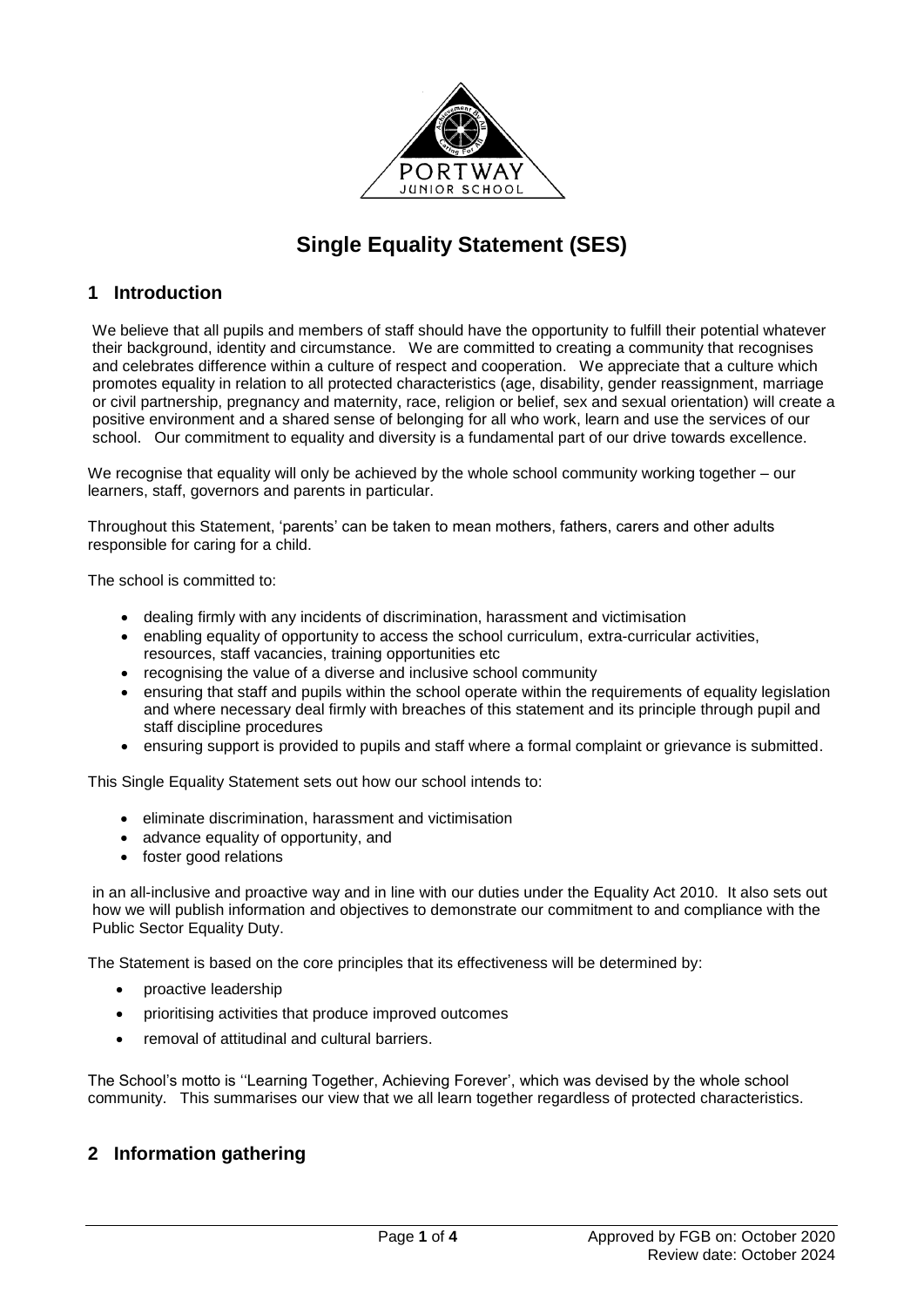# Single Equality Statement (SES)

## 1 Introduction

We believe that all pupils and members of staff should have the opportunity to fulfill their potential whatever their background, identity and circumstance. We are committed to creating a community that recognises and celebrates difference within a culture of respect and cooperation. We appreciate that a culture which promotes equality in relation to all protected characteristics (age, disability, gender reassignment, marriage or civil partnership, pregnancy and maternity, race, religion or belief, sex and sexual orientation) will create a positive environment and a shared sense of belonging for all who work, learn and use the services of our school. Our commitment to equality and diversity is a fundamental part of our drive towards excellence.

We recognise that equality will only be achieved by the whole school community working together – our learners, staff, governors and parents in particular.

Throughout this Statement, 'parents' can be taken to mean mothers, fathers, carers and other adults responsible for caring for a child.

The school is committed to:

- dealing firmly with any incidents of discrimination, harassment and victimisation
- enabling equality of opportunity to access the school curriculum, extra-curricular activities, resources, staff vacancies, training opportunities etc
- recognising the value of a diverse and inclusive school community
- ensuring that staff and pupils within the school operate within the requirements of equality legislation and where necessary deal firmly with breaches of this statement and its principle through pupil and staff discipline procedures
- ensuring support is provided to pupils and staff where a formal complaint or grievance is submitted.

This Single Equality Statement sets out how our school intends to:

- eliminate discrimination, harassment and victimisation
- advance equality of opportunity, and
- foster good relations

in an all-inclusive and proactive way and in line with our duties under the Equality Act 2010. It also sets out how we will publish information and objectives to demonstrate our commitment to and compliance with the Public Sector Equality Duty.

The Statement is based on the core principles that its effectiveness will be determined by:

- proactive leadership
- prioritising activities that produce improved outcomes
- removal of attitudinal and cultural barriers.

The School's motto is ''Learning Together, Achieving Forever', which was devised by the whole school community. This summarises our view that we all learn together regardless of protected characteristics.

## 2 Information gathering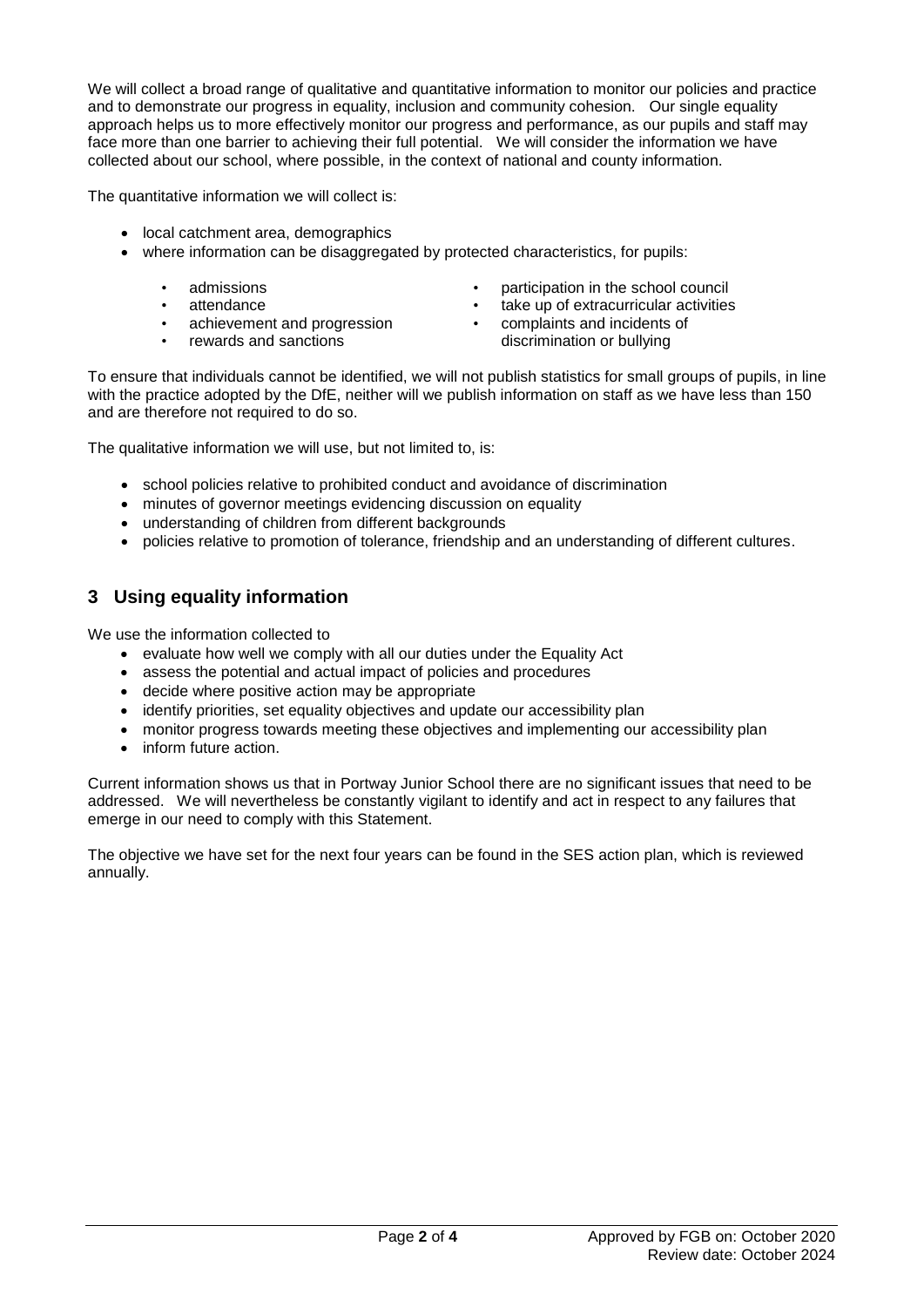We will collect a broad range of qualitative and quantitative information to monitor our policies and practice and to demonstrate our progress in equality, inclusion and community cohesion. Our single equality approach helps us to more effectively monitor our progress and performance, as our pupils and staff may face more than one barrier to achieving their full potential. We will consider the information we have collected about our school, where possible, in the context of national and county information.

The quantitative information we will collect is:

- local catchment area, demographics
- where information can be disaggregated by protected characteristics, for pupils:
    - admissions
    - attendance
    - achievement and progression
    - rewards and sanctions
    - participation in the school council
    - take up of extracurricular activities
    - complaints and incidents of discrimination or bullying

To ensure that individuals cannot be identified, we will not publish statistics for small groups of pupils, in line with the practice adopted by the DfE, neither will we publish information on staff as we have less than 150 and are therefore not required to do so.

The qualitative information we will use, but not limited to, is:

- school policies relative to prohibited conduct and avoidance of discrimination
- minutes of governor meetings evidencing discussion on equality
- understanding of children from different backgrounds
- policies relative to promotion of tolerance, friendship and an understanding of different cultures.

## 3 Using equality information

We use the information collected to

- evaluate how well we comply with all our duties under the Equality Act
- assess the potential and actual impact of policies and procedures
- decide where positive action may be appropriate
- identify priorities, set equality objectives and update our accessibility plan
- monitor progress towards meeting these objectives and implementing our accessibility plan
- inform future action.

Current information shows us that in Portway Junior School there are no significant issues that need to be addressed. We will nevertheless be constantly vigilant to identify and act in respect to any failures that emerge in our need to comply with this Statement.

The objective we have set for the next four years can be found in the SES action plan, which is reviewed annually.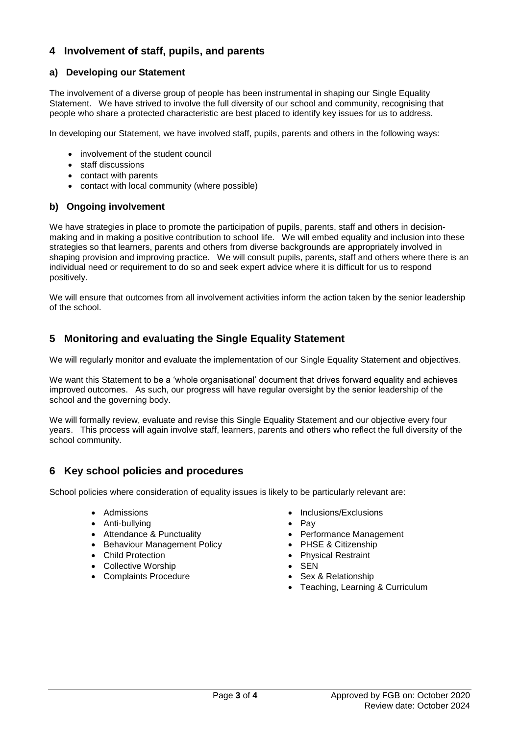## 4 Involvement of staff, pupils, and parents

### a) Developing our Statement

The involvement of a diverse group of people has been instrumental in shaping our Single Equality Statement. We have strived to involve the full diversity of our school and community, recognising that people who share a protected characteristic are best placed to identify key issues for us to address.

In developing our Statement, we have involved staff, pupils, parents and others in the following ways:

- involvement of the student council
- staff discussions
- contact with parents
- contact with local community (where possible)

### b) Ongoing involvement

We have strategies in place to promote the participation of pupils, parents, staff and others in decision-making and in making a positive contribution to school life. We will embed equality and inclusion into these strategies so that learners, parents and others from diverse backgrounds are appropriately involved in shaping provision and improving practice. We will consult pupils, parents, staff and others where there is an individual need or requirement to do so and seek expert advice where it is difficult for us to respond positively.

We will ensure that outcomes from all involvement activities inform the action taken by the senior leadership of the school.

## 5 Monitoring and evaluating the Single Equality Statement

We will regularly monitor and evaluate the implementation of our Single Equality Statement and objectives.

We want this Statement to be a 'whole organisational' document that drives forward equality and achieves improved outcomes. As such, our progress will have regular oversight by the senior leadership of the school and the governing body.

We will formally review, evaluate and revise this Single Equality Statement and our objective every four years. This process will again involve staff, learners, parents and others who reflect the full diversity of the school community.

## 6 Key school policies and procedures

School policies where consideration of equality issues is likely to be particularly relevant are:

- Admissions
- Anti-bullying
- Attendance & Punctuality
- Behaviour Management Policy
- Child Protection
- Collective Worship
- Complaints Procedure
- Inclusions/Exclusions
- Pay
- Performance Management
- PHSE & Citizenship
- Physical Restraint
- SEN
- Sex & Relationship
- Teaching, Learning & Curriculum

Approved by FGB on: October 2020
Review date: October 2024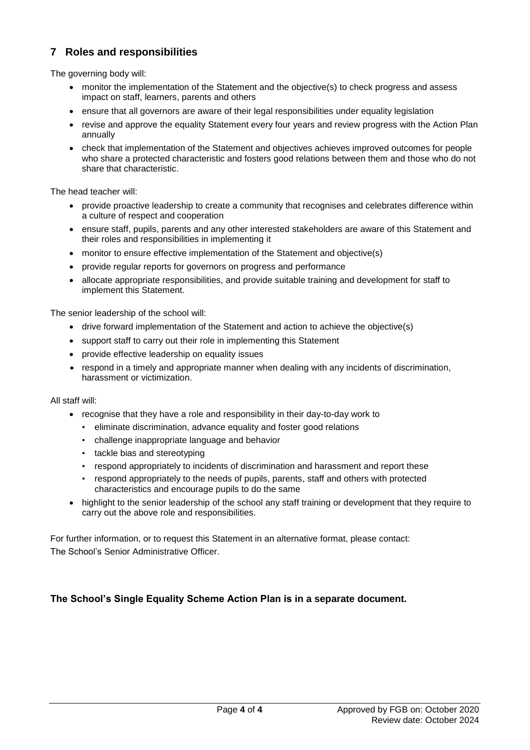## 7 Roles and responsibilities

The governing body will:

- monitor the implementation of the Statement and the objective(s) to check progress and assess impact on staff, learners, parents and others
- ensure that all governors are aware of their legal responsibilities under equality legislation
- revise and approve the equality Statement every four years and review progress with the Action Plan annually
- check that implementation of the Statement and objectives achieves improved outcomes for people who share a protected characteristic and fosters good relations between them and those who do not share that characteristic.

The head teacher will:

- provide proactive leadership to create a community that recognises and celebrates difference within a culture of respect and cooperation
- ensure staff, pupils, parents and any other interested stakeholders are aware of this Statement and their roles and responsibilities in implementing it
- monitor to ensure effective implementation of the Statement and objective(s)
- provide regular reports for governors on progress and performance
- allocate appropriate responsibilities, and provide suitable training and development for staff to implement this Statement.

The senior leadership of the school will:

- drive forward implementation of the Statement and action to achieve the objective(s)
- support staff to carry out their role in implementing this Statement
- provide effective leadership on equality issues
- respond in a timely and appropriate manner when dealing with any incidents of discrimination, harassment or victimization.

All staff will:

- recognise that they have a role and responsibility in their day-to-day work to
  - eliminate discrimination, advance equality and foster good relations
  - challenge inappropriate language and behavior
  - tackle bias and stereotyping
  - respond appropriately to incidents of discrimination and harassment and report these
  - respond appropriately to the needs of pupils, parents, staff and others with protected characteristics and encourage pupils to do the same
- highlight to the senior leadership of the school any staff training or development that they require to carry out the above role and responsibilities.

For further information, or to request this Statement in an alternative format, please contact:
The School's Senior Administrative Officer.

**The School's Single Equality Scheme Action Plan is in a separate document.**

Approved by FGB on: October 2020
Review date: October 2024